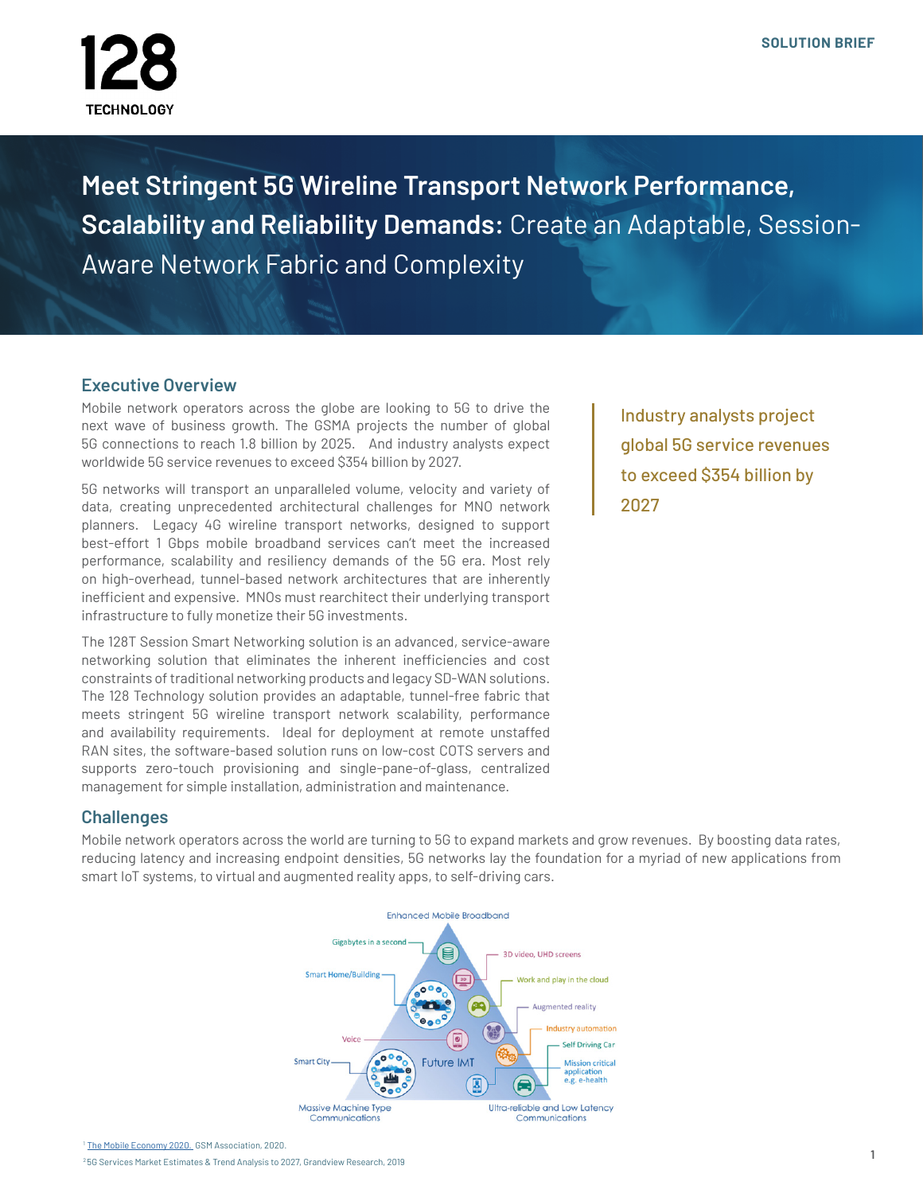128 TECHNOLOGY

SOLUTION BRIEF

# Meet Stringent 5G Wireline Transport Network Performance, Scalability and Reliability Demands: Create an Adaptable, Session-Aware Network Fabric and Complexity

## Executive Overview

Mobile network operators across the globe are looking to 5G to drive the next wave of business growth. The GSMA projects the number of global 5G connections to reach 1.8 billion by 2025. And industry analysts expect worldwide 5G service revenues to exceed $354 billion by 2027.

> Industry analysts project global 5G service revenues to exceed $354 billion by 2027

5G networks will transport an unparalleled volume, velocity and variety of data, creating unprecedented architectural challenges for MNO network planners. Legacy 4G wireline transport networks, designed to support best-effort 1 Gbps mobile broadband services can't meet the increased performance, scalability and resiliency demands of the 5G era. Most rely on high-overhead, tunnel-based network architectures that are inherently inefficient and expensive. MNOs must rearchitect their underlying transport infrastructure to fully monetize their 5G investments.

The 128T Session Smart Networking solution is an advanced, service-aware networking solution that eliminates the inherent inefficiencies and cost constraints of traditional networking products and legacy SD-WAN solutions. The 128 Technology solution provides an adaptable, tunnel-free fabric that meets stringent 5G wireline transport network scalability, performance and availability requirements. Ideal for deployment at remote unstaffed RAN sites, the software-based solution runs on low-cost COTS servers and supports zero-touch provisioning and single-pane-of-glass, centralized management for simple installation, administration and maintenance.

## Challenges

Mobile network operators across the world are turning to 5G to expand markets and grow revenues. By boosting data rates, reducing latency and increasing endpoint densities, 5G networks lay the foundation for a myriad of new applications from smart IoT systems, to virtual and augmented reality apps, to self-driving cars.

Enhanced Mobile Broadband

Gigabytes in a second · 3D video, UHD screens · Smart Home/Building · Work and play in the cloud · Augmented reality · Industry automation · Voice · Self Driving Car · Smart City · Future IMT · Mission critical application e.g. e-health

Massive Machine Type Communications · Ultra-reliable and Low Latency Communications

[1] The Mobile Economy 2020. GSM Association, 2020.

[2] 5G Services Market Estimates & Trend Analysis to 2027, Grandview Research, 2019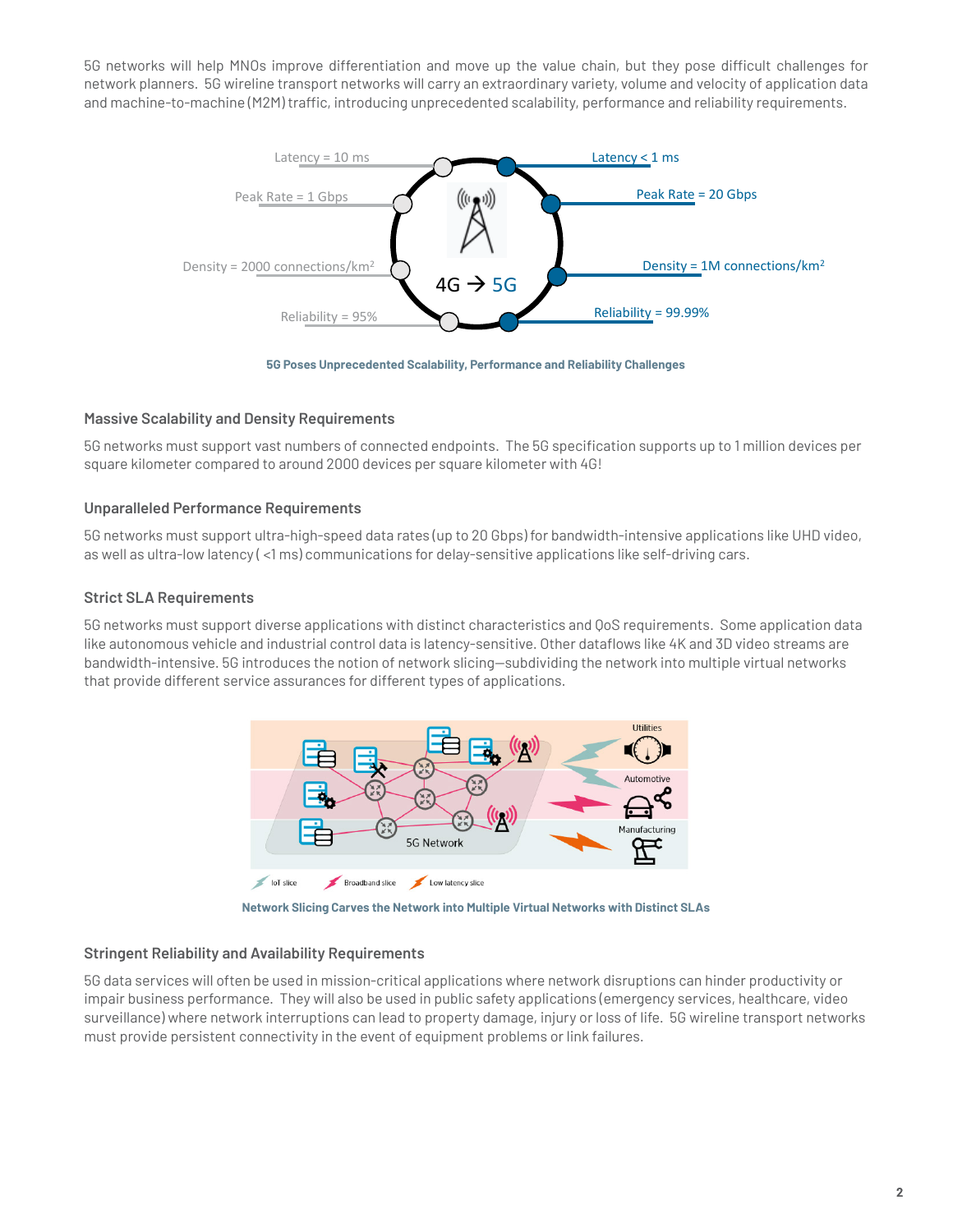5G networks will help MNOs improve differentiation and move up the value chain, but they pose difficult challenges for network planners. 5G wireline transport networks will carry an extraordinary variety, volume and velocity of application data and machine-to-machine (M2M) traffic, introducing unprecedented scalability, performance and reliability requirements.

5G Poses Unprecedented Scalability, Performance and Reliability Challenges

### Massive Scalability and Density Requirements

5G networks must support vast numbers of connected endpoints. The 5G specification supports up to 1 million devices per square kilometer compared to around 2000 devices per square kilometer with 4G!

### Unparalleled Performance Requirements

5G networks must support ultra-high-speed data rates (up to 20 Gbps) for bandwidth-intensive applications like UHD video, as well as ultra-low latency ( <1 ms) communications for delay-sensitive applications like self-driving cars.

### Strict SLA Requirements

5G networks must support diverse applications with distinct characteristics and QoS requirements. Some application data like autonomous vehicle and industrial control data is latency-sensitive. Other dataflows like 4K and 3D video streams are bandwidth-intensive. 5G introduces the notion of network slicing—subdividing the network into multiple virtual networks that provide different service assurances for different types of applications.

Network Slicing Carves the Network into Multiple Virtual Networks with Distinct SLAs

### Stringent Reliability and Availability Requirements

5G data services will often be used in mission-critical applications where network disruptions can hinder productivity or impair business performance. They will also be used in public safety applications (emergency services, healthcare, video surveillance) where network interruptions can lead to property damage, injury or loss of life. 5G wireline transport networks must provide persistent connectivity in the event of equipment problems or link failures.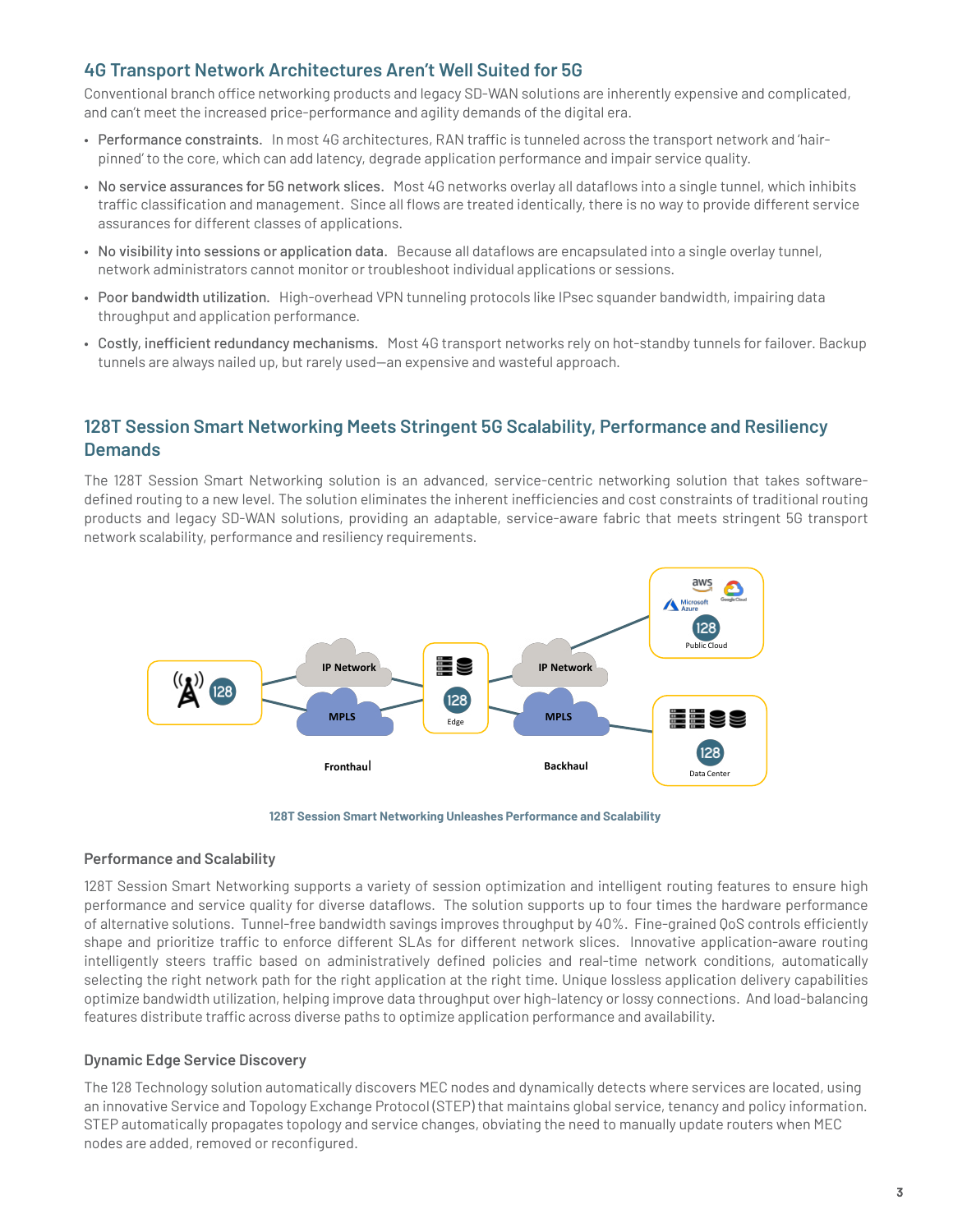## 4G Transport Network Architectures Aren't Well Suited for 5G

Conventional branch office networking products and legacy SD-WAN solutions are inherently expensive and complicated, and can't meet the increased price-performance and agility demands of the digital era.

- Performance constraints. In most 4G architectures, RAN traffic is tunneled across the transport network and 'hair-pinned' to the core, which can add latency, degrade application performance and impair service quality.
- No service assurances for 5G network slices. Most 4G networks overlay all dataflows into a single tunnel, which inhibits traffic classification and management. Since all flows are treated identically, there is no way to provide different service assurances for different classes of applications.
- No visibility into sessions or application data. Because all dataflows are encapsulated into a single overlay tunnel, network administrators cannot monitor or troubleshoot individual applications or sessions.
- Poor bandwidth utilization. High-overhead VPN tunneling protocols like IPsec squander bandwidth, impairing data throughput and application performance.
- Costly, inefficient redundancy mechanisms. Most 4G transport networks rely on hot-standby tunnels for failover. Backup tunnels are always nailed up, but rarely used—an expensive and wasteful approach.

## 128T Session Smart Networking Meets Stringent 5G Scalability, Performance and Resiliency Demands

The 128T Session Smart Networking solution is an advanced, service-centric networking solution that takes software-defined routing to a new level. The solution eliminates the inherent inefficiencies and cost constraints of traditional routing products and legacy SD-WAN solutions, providing an adaptable, service-aware fabric that meets stringent 5G transport network scalability, performance and resiliency requirements.

128T Session Smart Networking Unleashes Performance and Scalability

### Performance and Scalability

128T Session Smart Networking supports a variety of session optimization and intelligent routing features to ensure high performance and service quality for diverse dataflows. The solution supports up to four times the hardware performance of alternative solutions. Tunnel-free bandwidth savings improves throughput by 40%. Fine-grained QoS controls efficiently shape and prioritize traffic to enforce different SLAs for different network slices. Innovative application-aware routing intelligently steers traffic based on administratively defined policies and real-time network conditions, automatically selecting the right network path for the right application at the right time. Unique lossless application delivery capabilities optimize bandwidth utilization, helping improve data throughput over high-latency or lossy connections. And load-balancing features distribute traffic across diverse paths to optimize application performance and availability.

### Dynamic Edge Service Discovery

The 128 Technology solution automatically discovers MEC nodes and dynamically detects where services are located, using an innovative Service and Topology Exchange Protocol (STEP) that maintains global service, tenancy and policy information. STEP automatically propagates topology and service changes, obviating the need to manually update routers when MEC nodes are added, removed or reconfigured.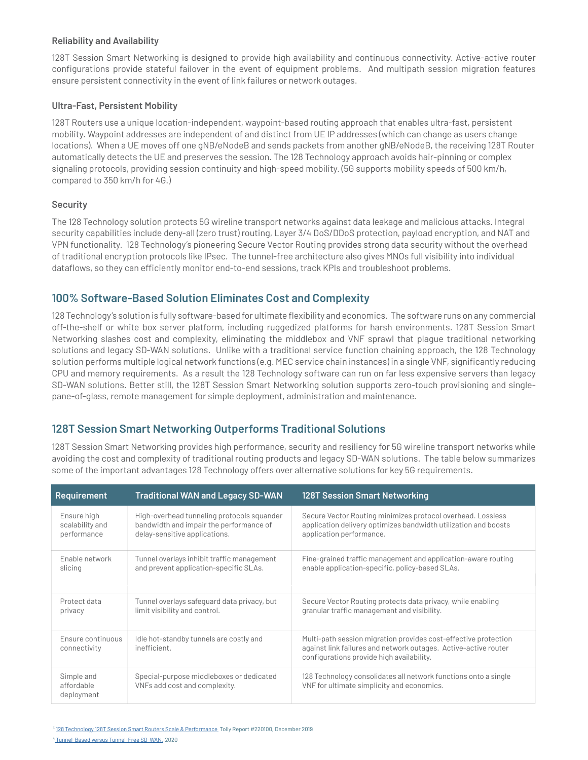### Reliability and Availability

128T Session Smart Networking is designed to provide high availability and continuous connectivity. Active-active router configurations provide stateful failover in the event of equipment problems. And multipath session migration features ensure persistent connectivity in the event of link failures or network outages.

### Ultra-Fast, Persistent Mobility

128T Routers use a unique location-independent, waypoint-based routing approach that enables ultra-fast, persistent mobility. Waypoint addresses are independent of and distinct from UE IP addresses (which can change as users change locations). When a UE moves off one gNB/eNodeB and sends packets from another gNB/eNodeB, the receiving 128T Router automatically detects the UE and preserves the session. The 128 Technology approach avoids hair-pinning or complex signaling protocols, providing session continuity and high-speed mobility. (5G supports mobility speeds of 500 km/h, compared to 350 km/h for 4G.)

### Security

The 128 Technology solution protects 5G wireline transport networks against data leakage and malicious attacks. Integral security capabilities include deny-all (zero trust) routing, Layer 3/4 DoS/DDoS protection, payload encryption, and NAT and VPN functionality. 128 Technology's pioneering Secure Vector Routing provides strong data security without the overhead of traditional encryption protocols like IPsec. The tunnel-free architecture also gives MNOs full visibility into individual dataflows, so they can efficiently monitor end-to-end sessions, track KPIs and troubleshoot problems.

## 100% Software-Based Solution Eliminates Cost and Complexity

128 Technology's solution is fully software-based for ultimate flexibility and economics. The software runs on any commercial off-the-shelf or white box server platform, including ruggedized platforms for harsh environments. 128T Session Smart Networking slashes cost and complexity, eliminating the middlebox and VNF sprawl that plague traditional networking solutions and legacy SD-WAN solutions. Unlike with a traditional service function chaining approach, the 128 Technology solution performs multiple logical network functions (e.g. MEC service chain instances) in a single VNF, significantly reducing CPU and memory requirements. As a result the 128 Technology software can run on far less expensive servers than legacy SD-WAN solutions. Better still, the 128T Session Smart Networking solution supports zero-touch provisioning and single-pane-of-glass, remote management for simple deployment, administration and maintenance.

## 128T Session Smart Networking Outperforms Traditional Solutions

128T Session Smart Networking provides high performance, security and resiliency for 5G wireline transport networks while avoiding the cost and complexity of traditional routing products and legacy SD-WAN solutions. The table below summarizes some of the important advantages 128 Technology offers over alternative solutions for key 5G requirements.

| Requirement | Traditional WAN and Legacy SD-WAN | 128T Session Smart Networking |
|---|---|---|
| Ensure high scalability and performance | High-overhead tunneling protocols squander bandwidth and impair the performance of delay-sensitive applications. | Secure Vector Routing minimizes protocol overhead. Lossless application delivery optimizes bandwidth utilization and boosts application performance. |
| Enable network slicing | Tunnel overlays inhibit traffic management and prevent application-specific SLAs. | Fine-grained traffic management and application-aware routing enable application-specific, policy-based SLAs. |
| Protect data privacy | Tunnel overlays safeguard data privacy, but limit visibility and control. | Secure Vector Routing protects data privacy, while enabling granular traffic management and visibility. |
| Ensure continuous connectivity | Idle hot-standby tunnels are costly and inefficient. | Multi-path session migration provides cost-effective protection against link failures and network outages. Active-active router configurations provide high availability. |
| Simple and affordable deployment | Special-purpose middleboxes or dedicated VNFs add cost and complexity. | 128 Technology consolidates all network functions onto a single VNF for ultimate simplicity and economics. |

[3] 128 Technology 128T Session Smart Routers Scale & Performance Tolly Report #220100, December 2019

[4] Tunnel-Based versus Tunnel-Free SD-WAN, 2020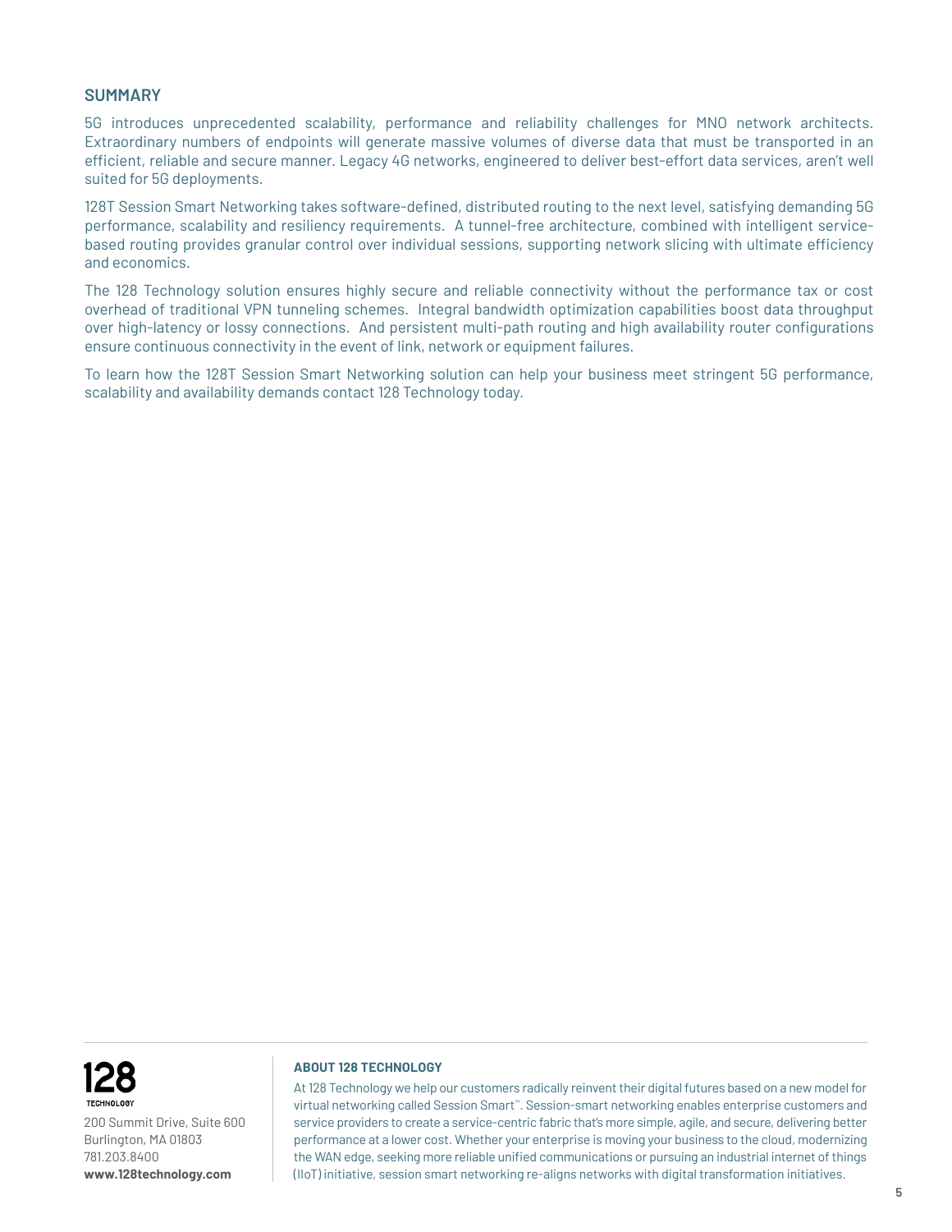## SUMMARY

5G introduces unprecedented scalability, performance and reliability challenges for MNO network architects. Extraordinary numbers of endpoints will generate massive volumes of diverse data that must be transported in an efficient, reliable and secure manner. Legacy 4G networks, engineered to deliver best-effort data services, aren't well suited for 5G deployments.

128T Session Smart Networking takes software-defined, distributed routing to the next level, satisfying demanding 5G performance, scalability and resiliency requirements. A tunnel-free architecture, combined with intelligent service-based routing provides granular control over individual sessions, supporting network slicing with ultimate efficiency and economics.

The 128 Technology solution ensures highly secure and reliable connectivity without the performance tax or cost overhead of traditional VPN tunneling schemes. Integral bandwidth optimization capabilities boost data throughput over high-latency or lossy connections. And persistent multi-path routing and high availability router configurations ensure continuous connectivity in the event of link, network or equipment failures.

To learn how the 128T Session Smart Networking solution can help your business meet stringent 5G performance, scalability and availability demands contact 128 Technology today.

128
TECHNOLOGY

200 Summit Drive, Suite 600
Burlington, MA 01803
781.203.8400
**www.128technology.com**

**ABOUT 128 TECHNOLOGY**

At 128 Technology we help our customers radically reinvent their digital futures based on a new model for virtual networking called Session Smart™. Session-smart networking enables enterprise customers and service providers to create a service-centric fabric that's more simple, agile, and secure, delivering better performance at a lower cost. Whether your enterprise is moving your business to the cloud, modernizing the WAN edge, seeking more reliable unified communications or pursuing an industrial internet of things (IIoT) initiative, session smart networking re-aligns networks with digital transformation initiatives.